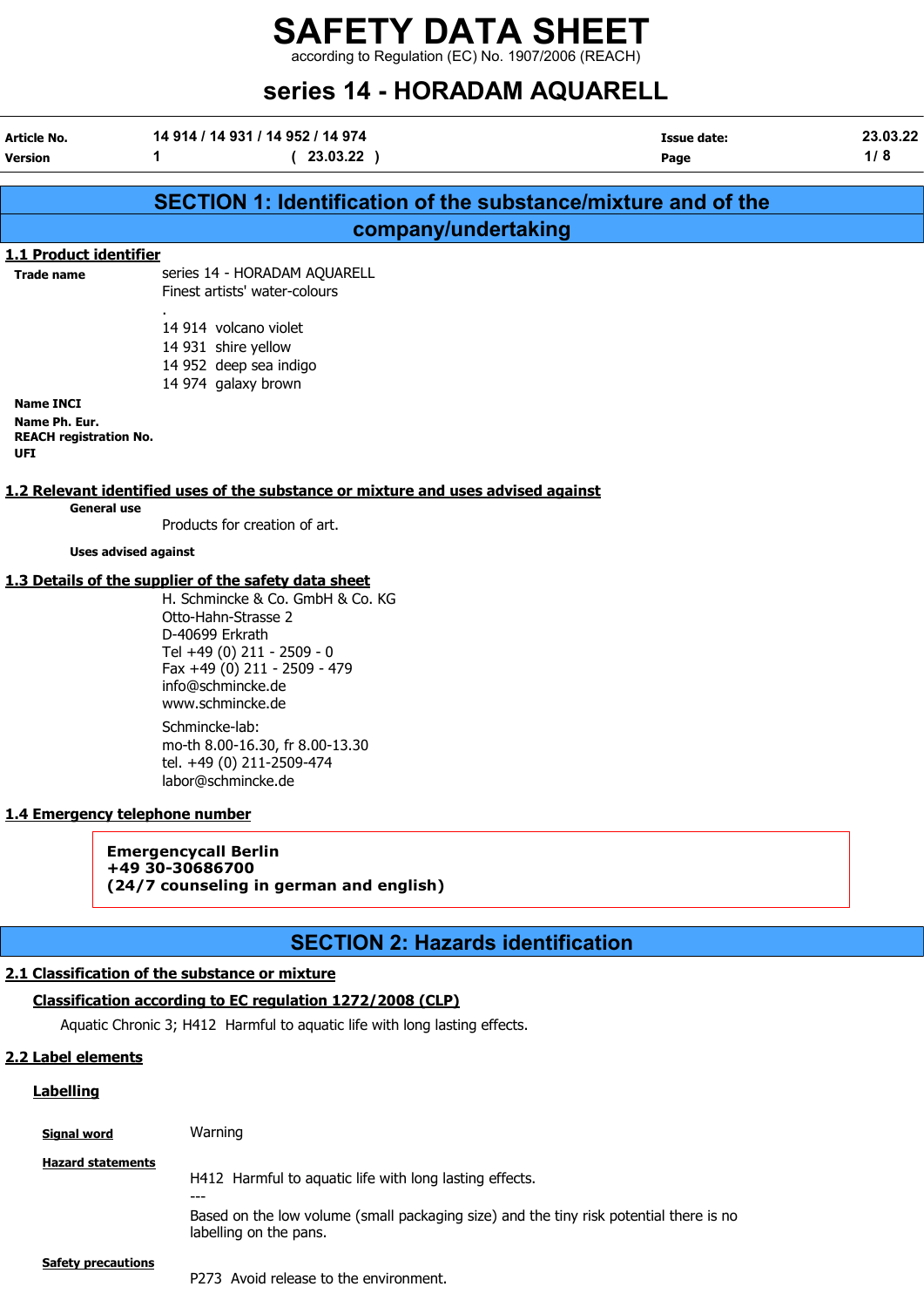# SAFETY DATA SHEET

according to Regulation (EC) No. 1907/2006 (REACH)

# series 14 - HORADAM AQUARELL

| | | | |
|---|---|---|---|
| **Article No.** | 14 914 / 14 931 / 14 952 / 14 974 | **Issue date:** | 23.03.22 |
| **Version** | 1 ( 23.03.22 ) | | |

## SECTION 1: Identification of the substance/mixture and of the company/undertaking

### 1.1 Product identifier

**Trade name**

series 14 - HORADAM AQUARELL
Finest artists' water-colours
.
14 914 volcano violet
14 931 shire yellow
14 952 deep sea indigo
14 974 galaxy brown

**Name INCI**

**Name Ph. Eur.**

**REACH registration No.**

**UFI**

### 1.2 Relevant identified uses of the substance or mixture and uses advised against

**General use**

Products for creation of art.

**Uses advised against**

### 1.3 Details of the supplier of the safety data sheet

H. Schmincke & Co. GmbH & Co. KG
Otto-Hahn-Strasse 2
D-40699 Erkrath
Tel +49 (0) 211 - 2509 - 0
Fax +49 (0) 211 - 2509 - 479
info@schmincke.de
www.schmincke.de

Schmincke-lab:
mo-th 8.00-16.30, fr 8.00-13.30
tel. +49 (0) 211-2509-474
labor@schmincke.de

### 1.4 Emergency telephone number

**Emergencycall Berlin**
**+49 30-30686700**
**(24/7 counseling in german and english)**

## SECTION 2: Hazards identification

### 2.1 Classification of the substance or mixture

#### Classification according to EC regulation 1272/2008 (CLP)

Aquatic Chronic 3; H412 Harmful to aquatic life with long lasting effects.

### 2.2 Label elements

#### Labelling

**Signal word**

Warning

**Hazard statements**

H412 Harmful to aquatic life with long lasting effects.
---
Based on the low volume (small packaging size) and the tiny risk potential there is no labelling on the pans.

**Safety precautions**

P273 Avoid release to the environment.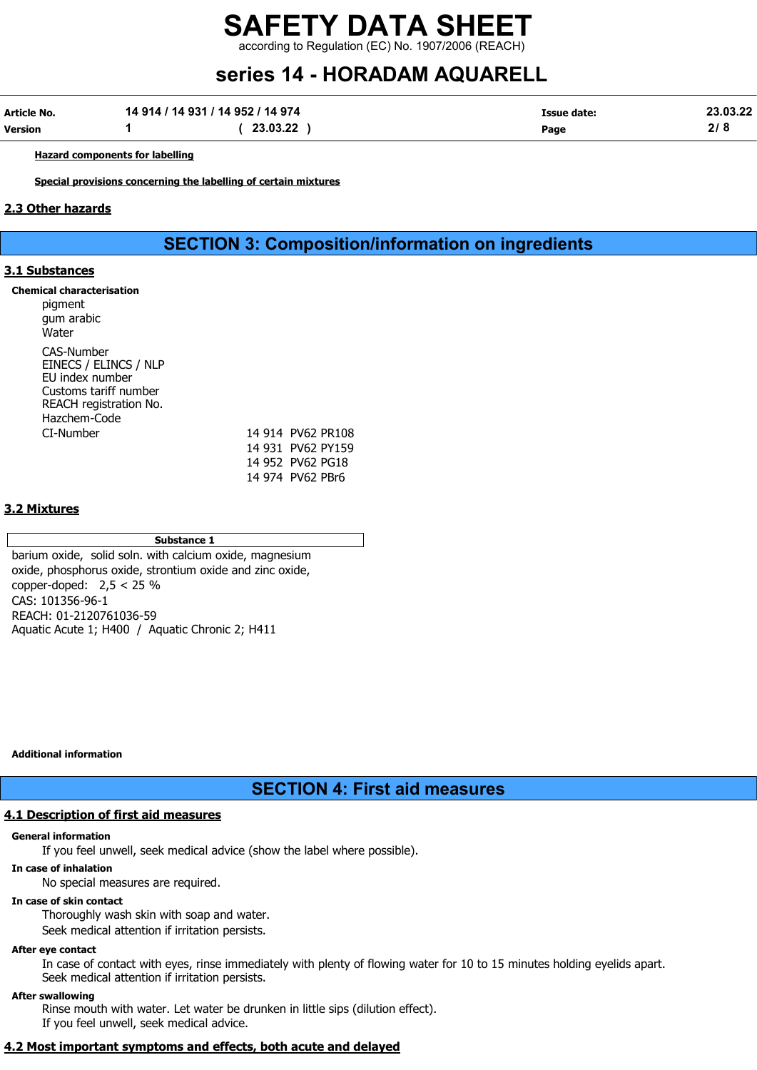**Hazard components for labelling**

**Special provisions concerning the labelling of certain mixtures**

## 2.3 Other hazards

# SECTION 3: Composition/information on ingredients

## 3.1 Substances

**Chemical characterisation**

pigment
gum arabic
Water

CAS-Number
EINECS / ELINCS / NLP
EU index number
Customs tariff number
REACH registration No.
Hazchem-Code

| | |
|---|---|
| CI-Number | 14 914 PV62 PR108 |
| | 14 931 PV62 PY159 |
| | 14 952 PV62 PG18 |
| | 14 974 PV62 PBr6 |

## 3.2 Mixtures

| Substance 1 |
|---|
| barium oxide, solid soln. with calcium oxide, magnesium oxide, phosphorus oxide, strontium oxide and zinc oxide, copper-doped: 2,5 < 25 %<br>CAS: 101356-96-1<br>REACH: 01-2120761036-59<br>Aquatic Acute 1; H400 / Aquatic Chronic 2; H411 |

**Additional information**

# SECTION 4: First aid measures

## 4.1 Description of first aid measures

**General information**

If you feel unwell, seek medical advice (show the label where possible).

**In case of inhalation**

No special measures are required.

**In case of skin contact**

Thoroughly wash skin with soap and water.
Seek medical attention if irritation persists.

**After eye contact**

In case of contact with eyes, rinse immediately with plenty of flowing water for 10 to 15 minutes holding eyelids apart.
Seek medical attention if irritation persists.

**After swallowing**

Rinse mouth with water. Let water be drunken in little sips (dilution effect).
If you feel unwell, seek medical advice.

## 4.2 Most important symptoms and effects, both acute and delayed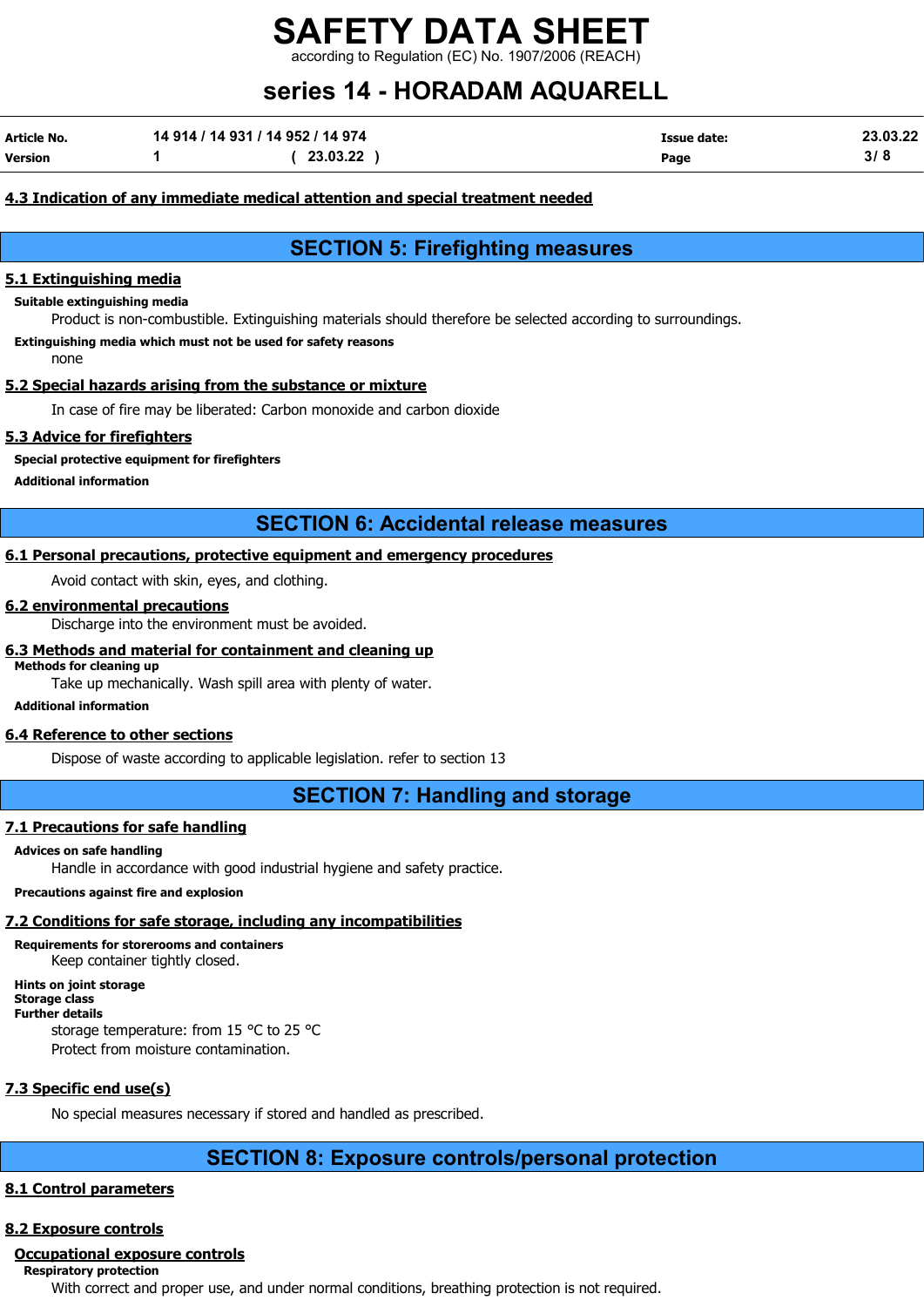#### 4.3 Indication of any immediate medical attention and special treatment needed

## SECTION 5: Firefighting measures

#### 5.1 Extinguishing media

**Suitable extinguishing media**

Product is non-combustible. Extinguishing materials should therefore be selected according to surroundings.

**Extinguishing media which must not be used for safety reasons**

none

#### 5.2 Special hazards arising from the substance or mixture

In case of fire may be liberated: Carbon monoxide and carbon dioxide

#### 5.3 Advice for firefighters

**Special protective equipment for firefighters**

**Additional information**

## SECTION 6: Accidental release measures

#### 6.1 Personal precautions, protective equipment and emergency procedures

Avoid contact with skin, eyes, and clothing.

#### 6.2 environmental precautions

Discharge into the environment must be avoided.

#### 6.3 Methods and material for containment and cleaning up

**Methods for cleaning up**

Take up mechanically. Wash spill area with plenty of water.

**Additional information**

#### 6.4 Reference to other sections

Dispose of waste according to applicable legislation. refer to section 13

## SECTION 7: Handling and storage

#### 7.1 Precautions for safe handling

**Advices on safe handling**

Handle in accordance with good industrial hygiene and safety practice.

**Precautions against fire and explosion**

#### 7.2 Conditions for safe storage, including any incompatibilities

**Requirements for storerooms and containers**

Keep container tightly closed.

**Hints on joint storage**

**Storage class**

**Further details**

storage temperature: from 15 °C to 25 °C

Protect from moisture contamination.

#### 7.3 Specific end use(s)

No special measures necessary if stored and handled as prescribed.

## SECTION 8: Exposure controls/personal protection

#### 8.1 Control parameters

#### 8.2 Exposure controls

**Occupational exposure controls**

**Respiratory protection**

With correct and proper use, and under normal conditions, breathing protection is not required.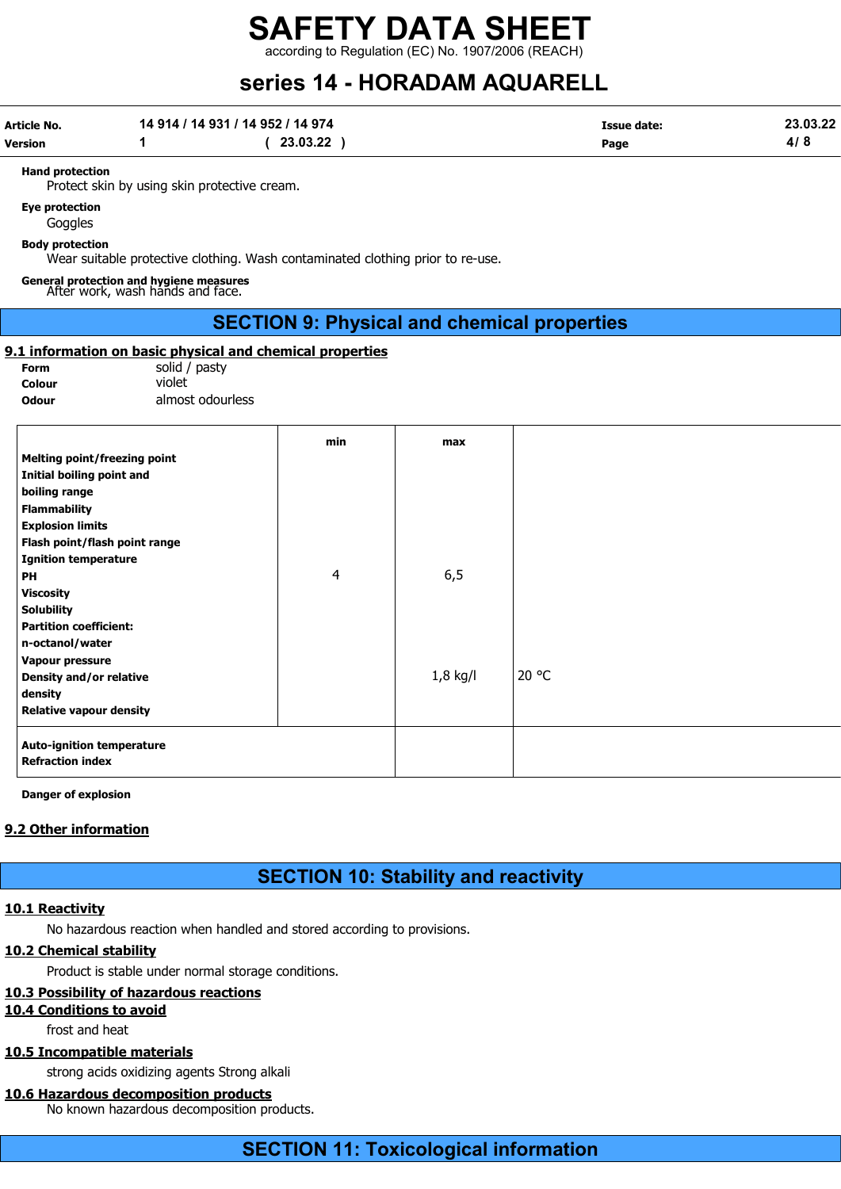**Hand protection**

Protect skin by using skin protective cream.

**Eye protection**

Goggles

**Body protection**

Wear suitable protective clothing. Wash contaminated clothing prior to re-use.

**General protection and hygiene measures**

After work, wash hands and face.

## SECTION 9: Physical and chemical properties

### 9.1 information on basic physical and chemical properties

**Form** solid / pasty
**Colour** violet
**Odour** almost odourless

| | min | max | |
|---|---|---|---|
| **Melting point/freezing point** | | | |
| **Initial boiling point and boiling range** | | | |
| **Flammability** | | | |
| **Explosion limits** | | | |
| **Flash point/flash point range** | | | |
| **Ignition temperature** | | | |
| **PH** | 4 | 6,5 | |
| **Viscosity** | | | |
| **Solubility** | | | |
| **Partition coefficient: n-octanol/water** | | | |
| **Vapour pressure** | | | |
| **Density and/or relative density** | | 1,8 kg/l | 20 °C |
| **Relative vapour density** | | | |
| **Auto-ignition temperature** | | | |
| **Refraction index** | | | |

**Danger of explosion**

### 9.2 Other information

## SECTION 10: Stability and reactivity

### 10.1 Reactivity

No hazardous reaction when handled and stored according to provisions.

### 10.2 Chemical stability

Product is stable under normal storage conditions.

### 10.3 Possibility of hazardous reactions

### 10.4 Conditions to avoid

frost and heat

### 10.5 Incompatible materials

strong acids oxidizing agents Strong alkali

### 10.6 Hazardous decomposition products

No known hazardous decomposition products.

## SECTION 11: Toxicological information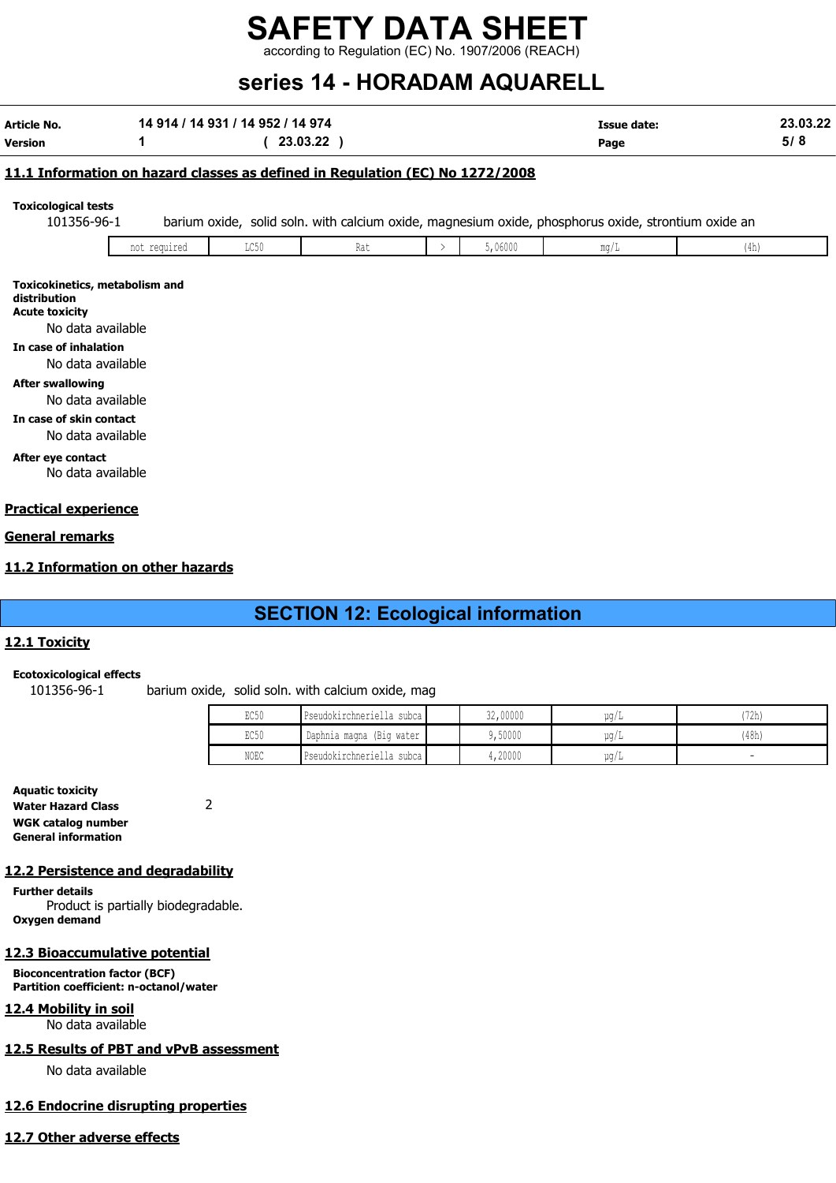## 11.1 Information on hazard classes as defined in Regulation (EC) No 1272/2008

**Toxicological tests**

101356-96-1 barium oxide, solid soln. with calcium oxide, magnesium oxide, phosphorus oxide, strontium oxide an

| | | | | | | |
|---|---|---|---|---|---|---|
| not required | LC50 | Rat | > | 5,06000 | mg/L | (4h) |

**Toxicokinetics, metabolism and distribution**

**Acute toxicity**

No data available

**In case of inhalation**

No data available

**After swallowing**

No data available

**In case of skin contact**

No data available

**After eye contact**

No data available

## Practical experience

## General remarks

## 11.2 Information on other hazards

# SECTION 12: Ecological information

## 12.1 Toxicity

**Ecotoxicological effects**

101356-96-1 barium oxide, solid soln. with calcium oxide, mag

| | | | | | |
|---|---|---|---|---|---|
| EC50 | Pseudokirchneriella subca | | 32,00000 | µg/L | (72h) |
| EC50 | Daphnia magna (Big water | | 9,50000 | µg/L | (48h) |
| NOEC | Pseudokirchneriella subca | | 4,20000 | µg/L | - |

**Aquatic toxicity**

**Water Hazard Class** 2

**WGK catalog number**

**General information**

## 12.2 Persistence and degradability

**Further details**

Product is partially biodegradable.

**Oxygen demand**

## 12.3 Bioaccumulative potential

**Bioconcentration factor (BCF)**

**Partition coefficient: n-octanol/water**

## 12.4 Mobility in soil

No data available

## 12.5 Results of PBT and vPvB assessment

No data available

## 12.6 Endocrine disrupting properties

## 12.7 Other adverse effects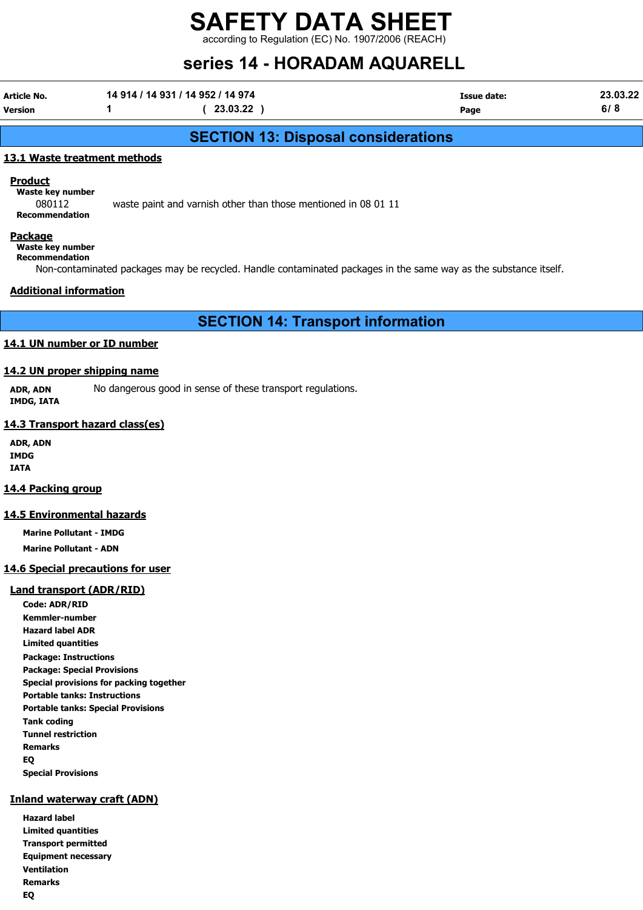## SECTION 13: Disposal considerations

### 13.1 Waste treatment methods

**Product**

**Waste key number**

080112 waste paint and varnish other than those mentioned in 08 01 11

**Recommendation**

**Package**

**Waste key number**

**Recommendation**

Non-contaminated packages may be recycled. Handle contaminated packages in the same way as the substance itself.

**Additional information**

## SECTION 14: Transport information

### 14.1 UN number or ID number

### 14.2 UN proper shipping name

**ADR, ADN** No dangerous good in sense of these transport regulations.
**IMDG, IATA**

### 14.3 Transport hazard class(es)

**ADR, ADN**
**IMDG**
**IATA**

### 14.4 Packing group

### 14.5 Environmental hazards

**Marine Pollutant - IMDG**

**Marine Pollutant - ADN**

### 14.6 Special precautions for user

**Land transport (ADR/RID)**

**Code: ADR/RID**
**Kemmler-number**
**Hazard label ADR**
**Limited quantities**
**Package: Instructions**
**Package: Special Provisions**
**Special provisions for packing together**
**Portable tanks: Instructions**
**Portable tanks: Special Provisions**
**Tank coding**
**Tunnel restriction**
**Remarks**
**EQ**
**Special Provisions**

**Inland waterway craft (ADN)**

**Hazard label**
**Limited quantities**
**Transport permitted**
**Equipment necessary**
**Ventilation**
**Remarks**
**EQ**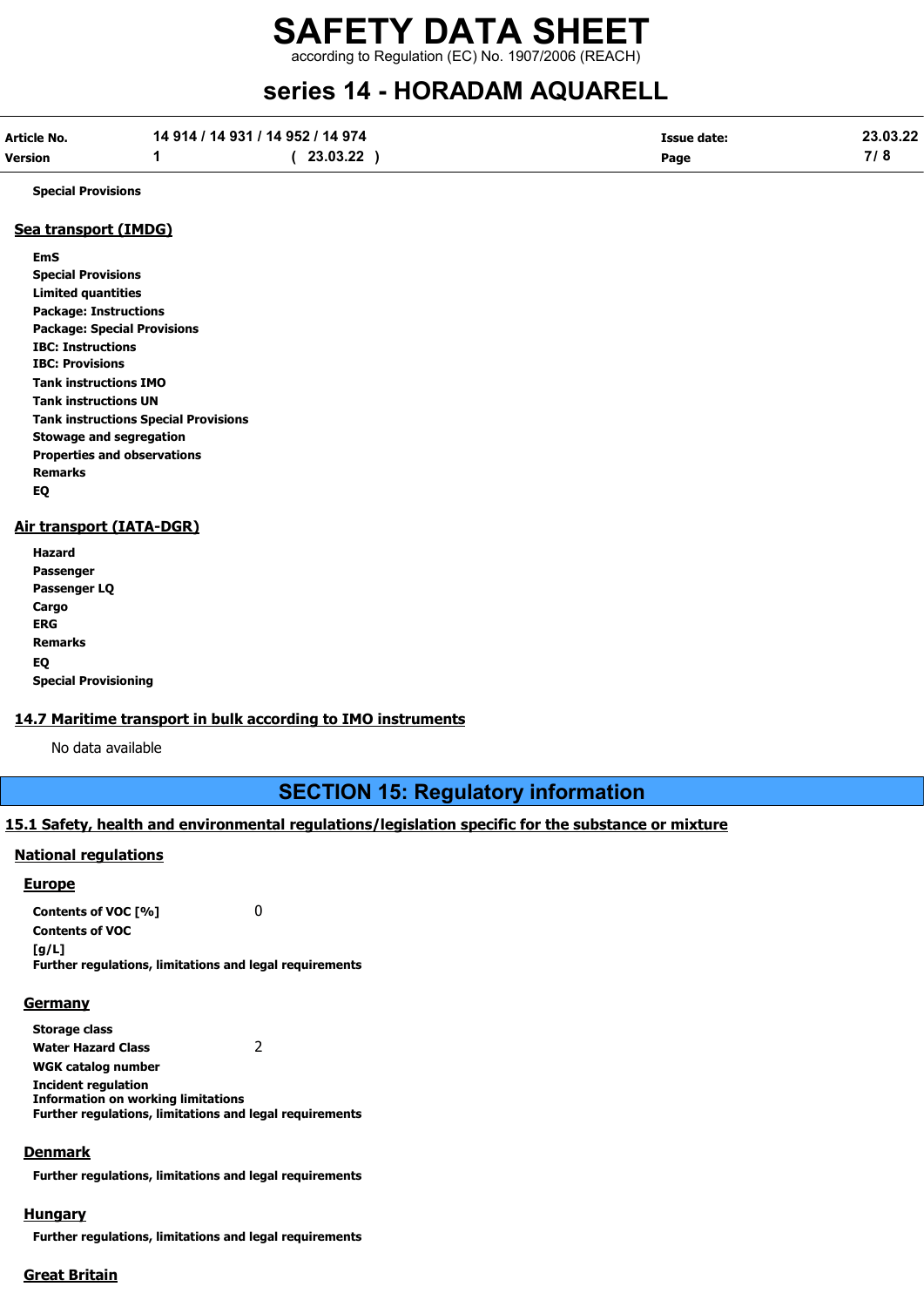**Special Provisions**

## Sea transport (IMDG)

**EmS**
**Special Provisions**
**Limited quantities**
**Package: Instructions**
**Package: Special Provisions**
**IBC: Instructions**
**IBC: Provisions**
**Tank instructions IMO**
**Tank instructions UN**
**Tank instructions Special Provisions**
**Stowage and segregation**
**Properties and observations**
**Remarks**
**EQ**

## Air transport (IATA-DGR)

**Hazard**
**Passenger**
**Passenger LQ**
**Cargo**
**ERG**
**Remarks**
**EQ**
**Special Provisioning**

## 14.7 Maritime transport in bulk according to IMO instruments

No data available

# SECTION 15: Regulatory information

## 15.1 Safety, health and environmental regulations/legislation specific for the substance or mixture

### National regulations

#### Europe

**Contents of VOC [%]** 0
**Contents of VOC [g/L]**
**Further regulations, limitations and legal requirements**

#### Germany

**Storage class**
**Water Hazard Class** 2
**WGK catalog number**
**Incident regulation**
**Information on working limitations**
**Further regulations, limitations and legal requirements**

#### Denmark

**Further regulations, limitations and legal requirements**

#### Hungary

**Further regulations, limitations and legal requirements**

#### Great Britain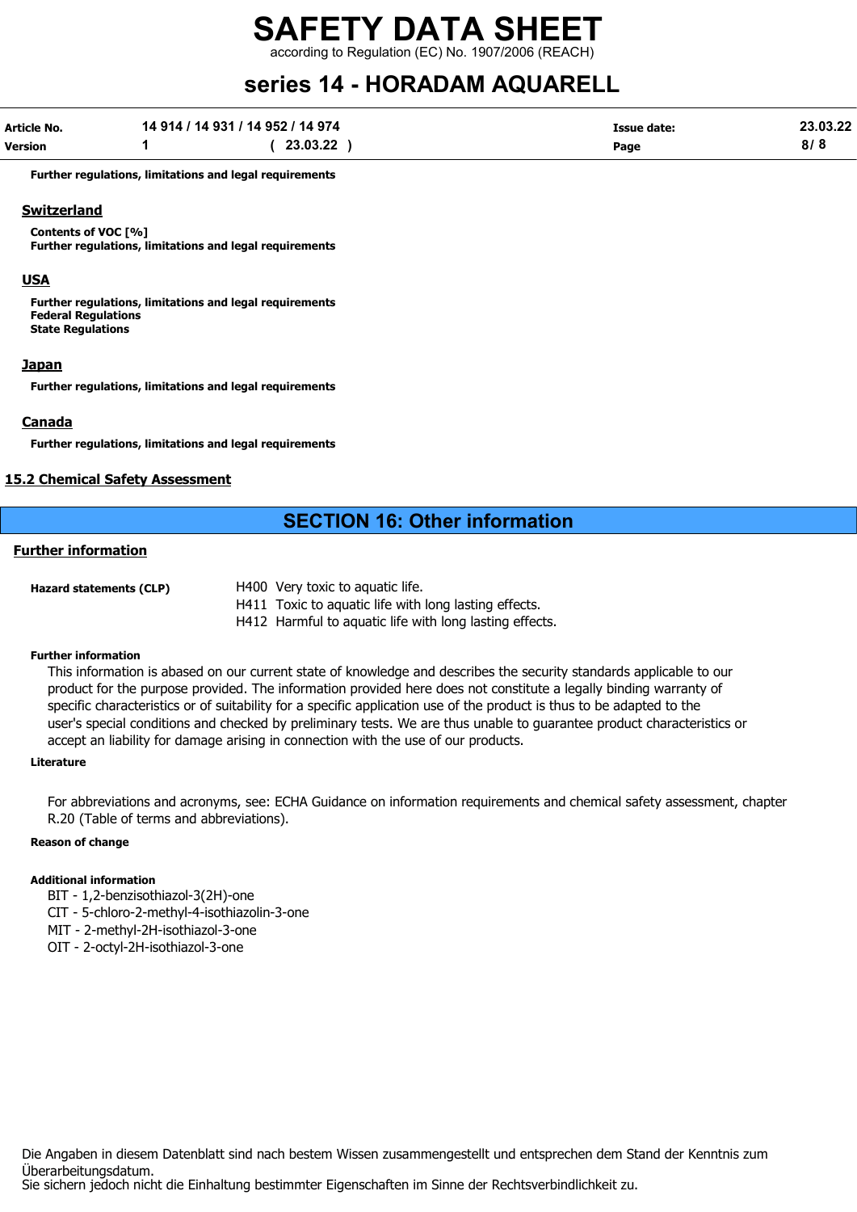**Further regulations, limitations and legal requirements**

## Switzerland

**Contents of VOC [%]**
**Further regulations, limitations and legal requirements**

## USA

**Further regulations, limitations and legal requirements**
**Federal Regulations**
**State Regulations**

## Japan

**Further regulations, limitations and legal requirements**

## Canada

**Further regulations, limitations and legal requirements**

## 15.2 Chemical Safety Assessment

# SECTION 16: Other information

## Further information

**Hazard statements (CLP)**

H400 Very toxic to aquatic life.
H411 Toxic to aquatic life with long lasting effects.
H412 Harmful to aquatic life with long lasting effects.

**Further information**

This information is abased on our current state of knowledge and describes the security standards applicable to our product for the purpose provided. The information provided here does not constitute a legally binding warranty of specific characteristics or of suitability for a specific application use of the product is thus to be adapted to the user's special conditions and checked by preliminary tests. We are thus unable to guarantee product characteristics or accept an liability for damage arising in connection with the use of our products.

**Literature**

For abbreviations and acronyms, see: ECHA Guidance on information requirements and chemical safety assessment, chapter R.20 (Table of terms and abbreviations).

**Reason of change**

**Additional information**

BIT - 1,2-benzisothiazol-3(2H)-one
CIT - 5-chloro-2-methyl-4-isothiazolin-3-one
MIT - 2-methyl-2H-isothiazol-3-one
OIT - 2-octyl-2H-isothiazol-3-one

Die Angaben in diesem Datenblatt sind nach bestem Wissen zusammengestellt und entsprechen dem Stand der Kenntnis zum Überarbeitungsdatum.
Sie sichern jedoch nicht die Einhaltung bestimmter Eigenschaften im Sinne der Rechtsverbindlichkeit zu.